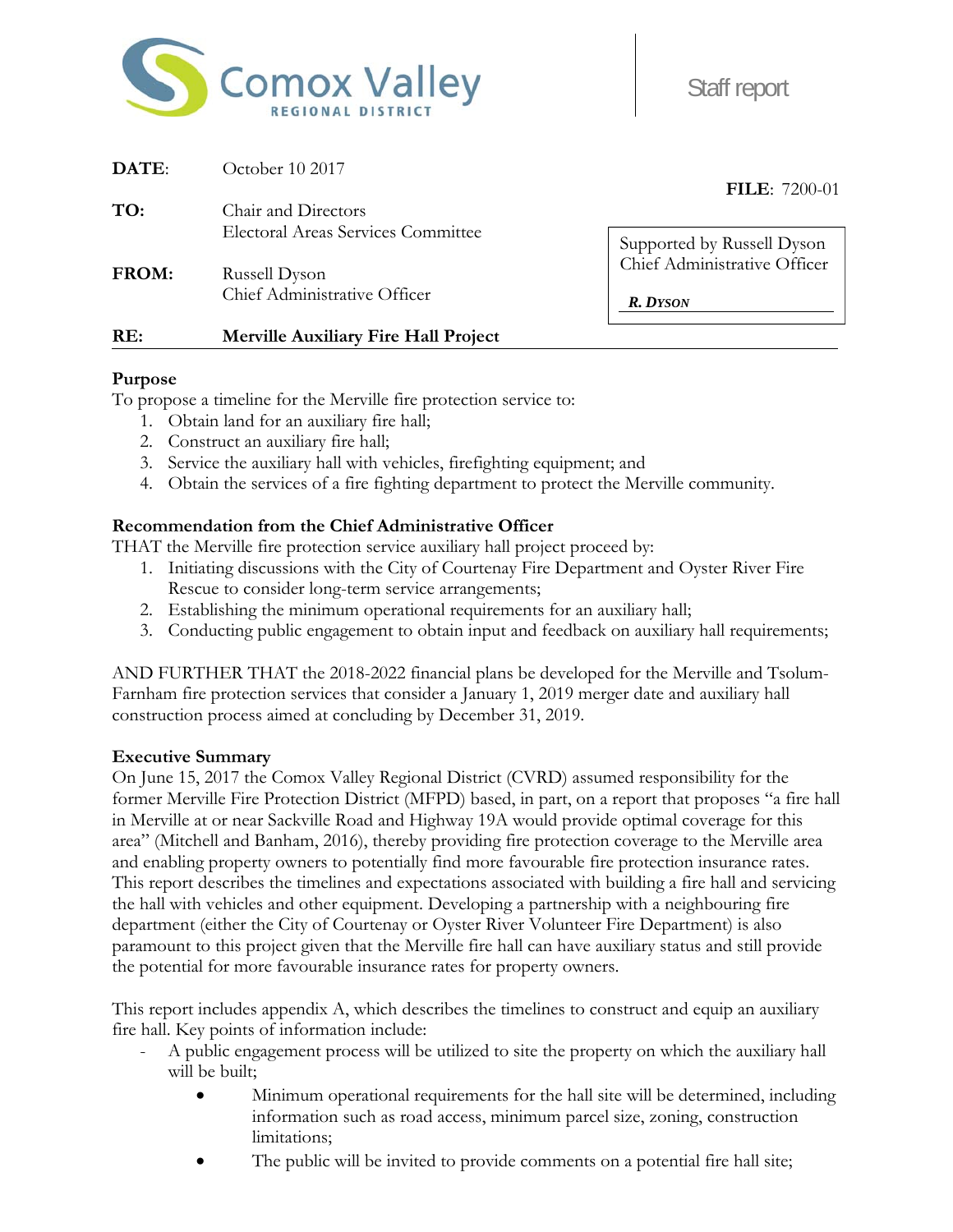Comox Valley REGIONAL DISTRICT

Staff report

| | |
|---|---|
| **DATE**: | October 10 2017 |
| **TO:** | Chair and Directors<br>Electoral Areas Services Committee |
| **FROM:** | Russell Dyson<br>Chief Administrative Officer |

**FILE**: 7200-01

Supported by Russell Dyson
Chief Administrative Officer

*R. DYSON*

**RE:** **Merville Auxiliary Fire Hall Project**

## Purpose

To propose a timeline for the Merville fire protection service to:

1. Obtain land for an auxiliary fire hall;
2. Construct an auxiliary fire hall;
3. Service the auxiliary hall with vehicles, firefighting equipment; and
4. Obtain the services of a fire fighting department to protect the Merville community.

## Recommendation from the Chief Administrative Officer

THAT the Merville fire protection service auxiliary hall project proceed by:

1. Initiating discussions with the City of Courtenay Fire Department and Oyster River Fire Rescue to consider long-term service arrangements;
2. Establishing the minimum operational requirements for an auxiliary hall;
3. Conducting public engagement to obtain input and feedback on auxiliary hall requirements;

AND FURTHER THAT the 2018-2022 financial plans be developed for the Merville and Tsolum-Farnham fire protection services that consider a January 1, 2019 merger date and auxiliary hall construction process aimed at concluding by December 31, 2019.

## Executive Summary

On June 15, 2017 the Comox Valley Regional District (CVRD) assumed responsibility for the former Merville Fire Protection District (MFPD) based, in part, on a report that proposes "a fire hall in Merville at or near Sackville Road and Highway 19A would provide optimal coverage for this area" (Mitchell and Banham, 2016), thereby providing fire protection coverage to the Merville area and enabling property owners to potentially find more favourable fire protection insurance rates. This report describes the timelines and expectations associated with building a fire hall and servicing the hall with vehicles and other equipment. Developing a partnership with a neighbouring fire department (either the City of Courtenay or Oyster River Volunteer Fire Department) is also paramount to this project given that the Merville fire hall can have auxiliary status and still provide the potential for more favourable insurance rates for property owners.

This report includes appendix A, which describes the timelines to construct and equip an auxiliary fire hall. Key points of information include:

- A public engagement process will be utilized to site the property on which the auxiliary hall will be built;
    - Minimum operational requirements for the hall site will be determined, including information such as road access, minimum parcel size, zoning, construction limitations;
    - The public will be invited to provide comments on a potential fire hall site;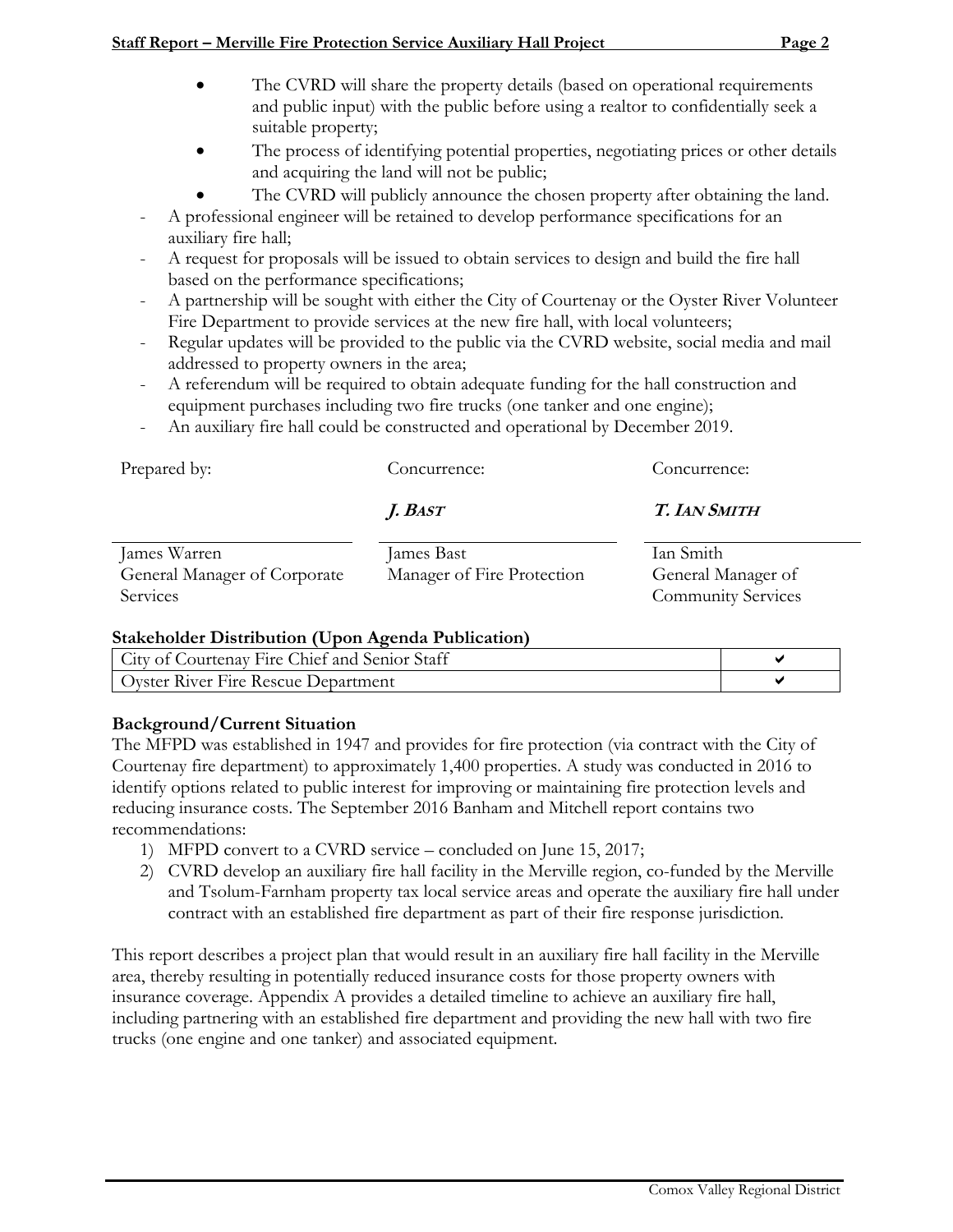- The CVRD will share the property details (based on operational requirements and public input) with the public before using a realtor to confidentially seek a suitable property;
    - The process of identifying potential properties, negotiating prices or other details and acquiring the land will not be public;
    - The CVRD will publicly announce the chosen property after obtaining the land.
- A professional engineer will be retained to develop performance specifications for an auxiliary fire hall;
- A request for proposals will be issued to obtain services to design and build the fire hall based on the performance specifications;
- A partnership will be sought with either the City of Courtenay or the Oyster River Volunteer Fire Department to provide services at the new fire hall, with local volunteers;
- Regular updates will be provided to the public via the CVRD website, social media and mail addressed to property owners in the area;
- A referendum will be required to obtain adequate funding for the hall construction and equipment purchases including two fire trucks (one tanker and one engine);
- An auxiliary fire hall could be constructed and operational by December 2019.

| Prepared by: | Concurrence: | Concurrence: |
|---|---|---|
| | *J. Bast* | *T. Ian Smith* |
| James Warren<br>General Manager of Corporate Services | James Bast<br>Manager of Fire Protection | Ian Smith<br>General Manager of Community Services |

**Stakeholder Distribution (Upon Agenda Publication)**

| | |
|---|---|
| City of Courtenay Fire Chief and Senior Staff | ✔ |
| Oyster River Fire Rescue Department | ✔ |

**Background/Current Situation**

The MFPD was established in 1947 and provides for fire protection (via contract with the City of Courtenay fire department) to approximately 1,400 properties. A study was conducted in 2016 to identify options related to public interest for improving or maintaining fire protection levels and reducing insurance costs. The September 2016 Banham and Mitchell report contains two recommendations:

1) MFPD convert to a CVRD service – concluded on June 15, 2017;
2) CVRD develop an auxiliary fire hall facility in the Merville region, co-funded by the Merville and Tsolum-Farnham property tax local service areas and operate the auxiliary fire hall under contract with an established fire department as part of their fire response jurisdiction.

This report describes a project plan that would result in an auxiliary fire hall facility in the Merville area, thereby resulting in potentially reduced insurance costs for those property owners with insurance coverage. Appendix A provides a detailed timeline to achieve an auxiliary fire hall, including partnering with an established fire department and providing the new hall with two fire trucks (one engine and one tanker) and associated equipment.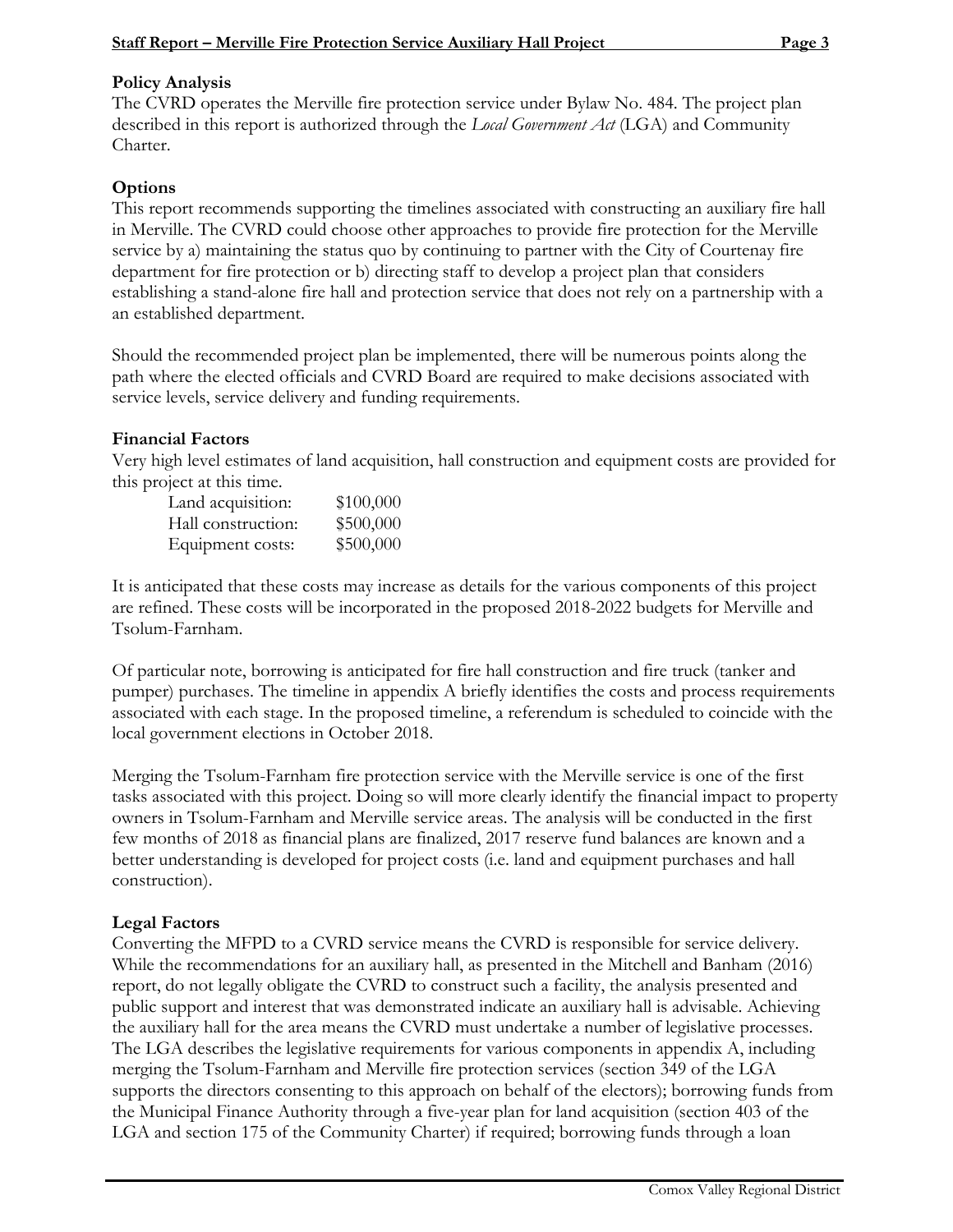## Policy Analysis

The CVRD operates the Merville fire protection service under Bylaw No. 484. The project plan described in this report is authorized through the *Local Government Act* (LGA) and Community Charter.

## Options

This report recommends supporting the timelines associated with constructing an auxiliary fire hall in Merville. The CVRD could choose other approaches to provide fire protection for the Merville service by a) maintaining the status quo by continuing to partner with the City of Courtenay fire department for fire protection or b) directing staff to develop a project plan that considers establishing a stand-alone fire hall and protection service that does not rely on a partnership with a an established department.

Should the recommended project plan be implemented, there will be numerous points along the path where the elected officials and CVRD Board are required to make decisions associated with service levels, service delivery and funding requirements.

## Financial Factors

Very high level estimates of land acquisition, hall construction and equipment costs are provided for this project at this time.

| | |
|---|---|
| Land acquisition: | $100,000 |
| Hall construction: | $500,000 |
| Equipment costs: | $500,000 |

It is anticipated that these costs may increase as details for the various components of this project are refined. These costs will be incorporated in the proposed 2018-2022 budgets for Merville and Tsolum-Farnham.

Of particular note, borrowing is anticipated for fire hall construction and fire truck (tanker and pumper) purchases. The timeline in appendix A briefly identifies the costs and process requirements associated with each stage. In the proposed timeline, a referendum is scheduled to coincide with the local government elections in October 2018.

Merging the Tsolum-Farnham fire protection service with the Merville service is one of the first tasks associated with this project. Doing so will more clearly identify the financial impact to property owners in Tsolum-Farnham and Merville service areas. The analysis will be conducted in the first few months of 2018 as financial plans are finalized, 2017 reserve fund balances are known and a better understanding is developed for project costs (i.e. land and equipment purchases and hall construction).

## Legal Factors

Converting the MFPD to a CVRD service means the CVRD is responsible for service delivery. While the recommendations for an auxiliary hall, as presented in the Mitchell and Banham (2016) report, do not legally obligate the CVRD to construct such a facility, the analysis presented and public support and interest that was demonstrated indicate an auxiliary hall is advisable. Achieving the auxiliary hall for the area means the CVRD must undertake a number of legislative processes. The LGA describes the legislative requirements for various components in appendix A, including merging the Tsolum-Farnham and Merville fire protection services (section 349 of the LGA supports the directors consenting to this approach on behalf of the electors); borrowing funds from the Municipal Finance Authority through a five-year plan for land acquisition (section 403 of the LGA and section 175 of the Community Charter) if required; borrowing funds through a loan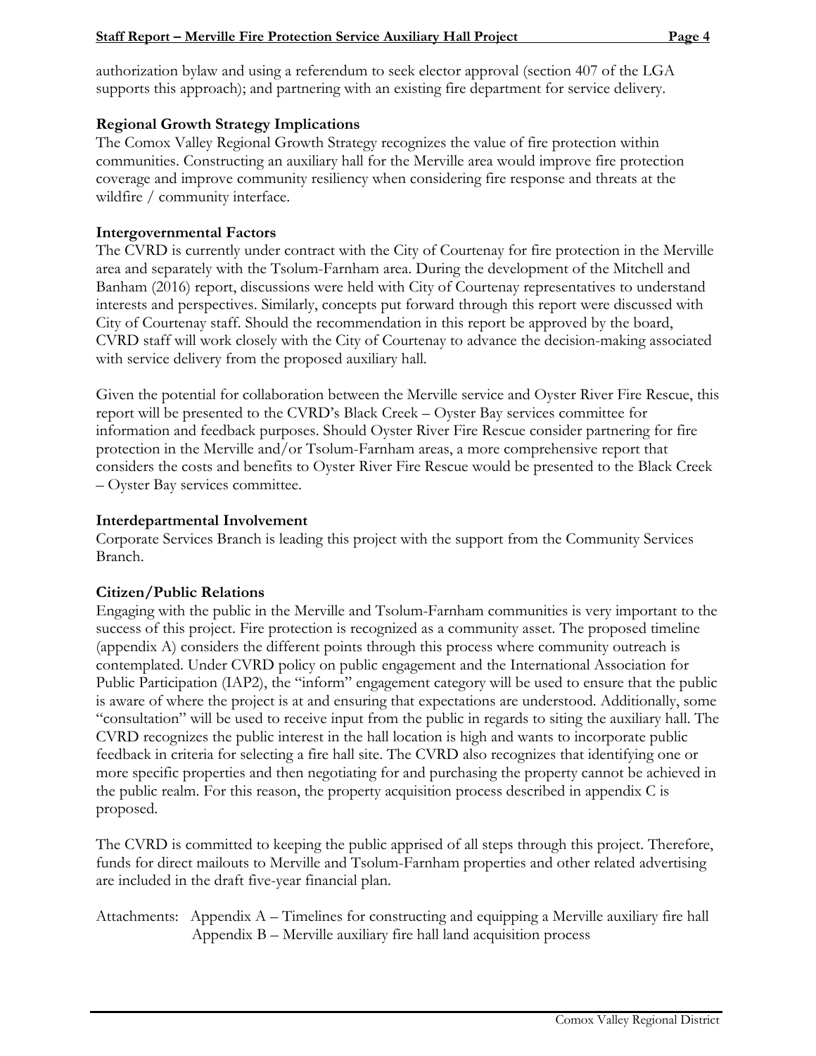authorization bylaw and using a referendum to seek elector approval (section 407 of the LGA supports this approach); and partnering with an existing fire department for service delivery.

**Regional Growth Strategy Implications**

The Comox Valley Regional Growth Strategy recognizes the value of fire protection within communities. Constructing an auxiliary hall for the Merville area would improve fire protection coverage and improve community resiliency when considering fire response and threats at the wildfire / community interface.

**Intergovernmental Factors**

The CVRD is currently under contract with the City of Courtenay for fire protection in the Merville area and separately with the Tsolum-Farnham area. During the development of the Mitchell and Banham (2016) report, discussions were held with City of Courtenay representatives to understand interests and perspectives. Similarly, concepts put forward through this report were discussed with City of Courtenay staff. Should the recommendation in this report be approved by the board, CVRD staff will work closely with the City of Courtenay to advance the decision-making associated with service delivery from the proposed auxiliary hall.

Given the potential for collaboration between the Merville service and Oyster River Fire Rescue, this report will be presented to the CVRD's Black Creek – Oyster Bay services committee for information and feedback purposes. Should Oyster River Fire Rescue consider partnering for fire protection in the Merville and/or Tsolum-Farnham areas, a more comprehensive report that considers the costs and benefits to Oyster River Fire Rescue would be presented to the Black Creek – Oyster Bay services committee.

**Interdepartmental Involvement**

Corporate Services Branch is leading this project with the support from the Community Services Branch.

**Citizen/Public Relations**

Engaging with the public in the Merville and Tsolum-Farnham communities is very important to the success of this project. Fire protection is recognized as a community asset. The proposed timeline (appendix A) considers the different points through this process where community outreach is contemplated. Under CVRD policy on public engagement and the International Association for Public Participation (IAP2), the "inform" engagement category will be used to ensure that the public is aware of where the project is at and ensuring that expectations are understood. Additionally, some "consultation" will be used to receive input from the public in regards to siting the auxiliary hall. The CVRD recognizes the public interest in the hall location is high and wants to incorporate public feedback in criteria for selecting a fire hall site. The CVRD also recognizes that identifying one or more specific properties and then negotiating for and purchasing the property cannot be achieved in the public realm. For this reason, the property acquisition process described in appendix C is proposed.

The CVRD is committed to keeping the public apprised of all steps through this project. Therefore, funds for direct mailouts to Merville and Tsolum-Farnham properties and other related advertising are included in the draft five-year financial plan.

Attachments: Appendix A – Timelines for constructing and equipping a Merville auxiliary fire hall
Appendix B – Merville auxiliary fire hall land acquisition process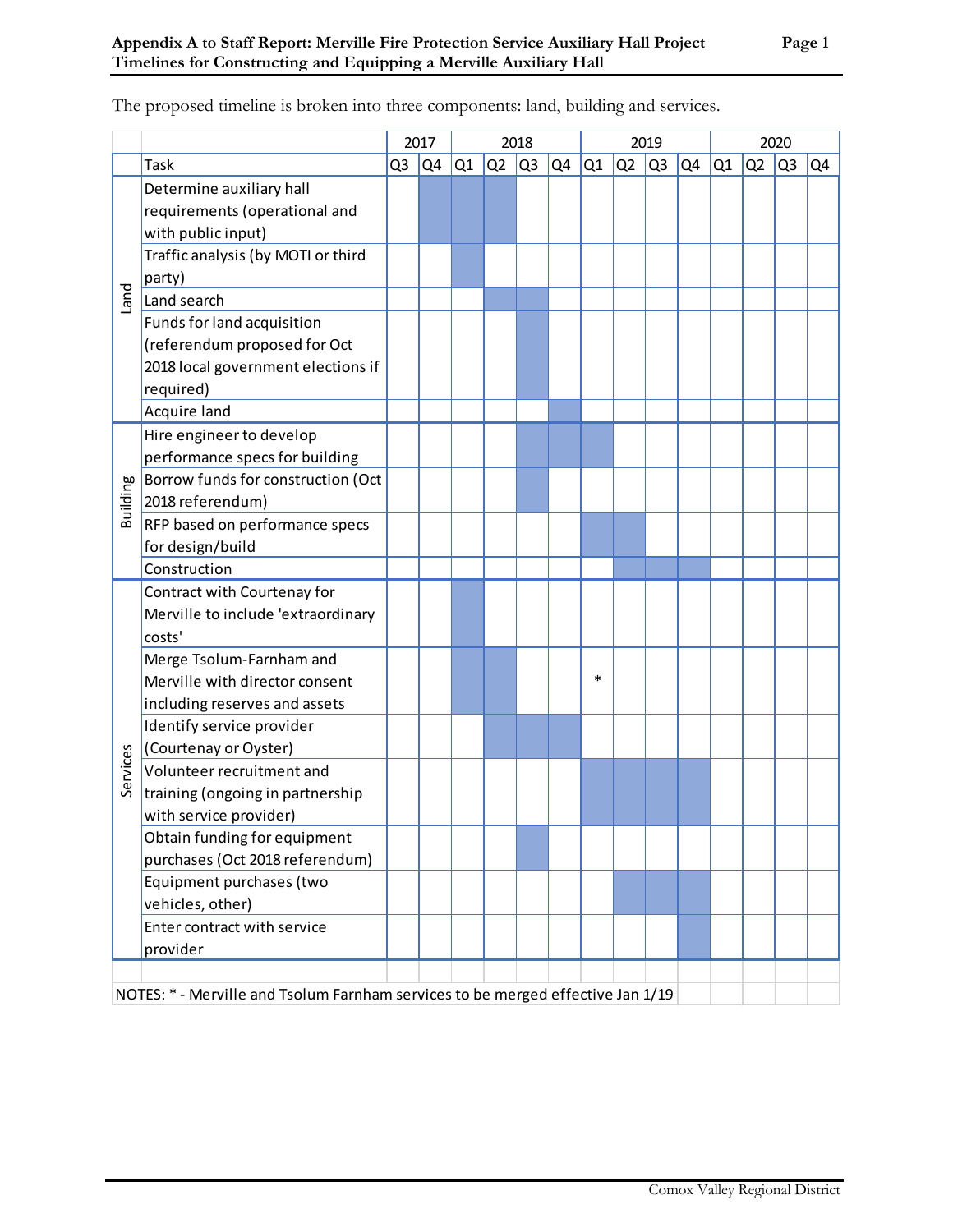# Appendix A to Staff Report: Merville Fire Protection Service Auxiliary Hall Project
## Timelines for Constructing and Equipping a Merville Auxiliary Hall

The proposed timeline is broken into three components: land, building and services.

| | | 2017 | | 2018 | | | | 2019 | | | | 2020 | | | |
|---|---|---|---|---|---|---|---|---|---|---|---|---|---|---|---|
| | Task | Q3 | Q4 | Q1 | Q2 | Q3 | Q4 | Q1 | Q2 | Q3 | Q4 | Q1 | Q2 | Q3 | Q4 |
| Land | Determine auxiliary hall requirements (operational and with public input) | | X | X | X | | | | | | | | | | |
| Land | Traffic analysis (by MOTI or third party) | | | X | | | | | | | | | | | |
| Land | Land search | | | | X | X | | | | | | | | | |
| Land | Funds for land acquisition (referendum proposed for Oct 2018 local government elections if required) | | | | | X | | | | | | | | | |
| Land | Acquire land | | | | | | X | | | | | | | | |
| Building | Hire engineer to develop performance specs for building | | | | | X | X | X | | | | | | | |
| Building | Borrow funds for construction (Oct 2018 referendum) | | | | | X | | | | | | | | | |
| Building | RFP based on performance specs for design/build | | | | | | | X | X | | | | | | |
| Building | Construction | | | | | | | | X | X | X | | | | |
| Services | Contract with Courtenay for Merville to include 'extraordinary costs' | | | X | | | | | | | | | | | |
| Services | Merge Tsolum-Farnham and Merville with director consent including reserves and assets | | | X | X | | | * | | | | | | | |
| Services | Identify service provider (Courtenay or Oyster) | | | | X | X | X | | | | | | | | |
| Services | Volunteer recruitment and training (ongoing in partnership with service provider) | | | | | | | X | X | X | X | | | | |
| Services | Obtain funding for equipment purchases (Oct 2018 referendum) | | | | | X | | | | | | | | | |
| Services | Equipment purchases (two vehicles, other) | | | | | | | | X | X | X | | | | |
| Services | Enter contract with service provider | | | | | | | | | | X | | | | |

NOTES: * - Merville and Tsolum Farnham services to be merged effective Jan 1/19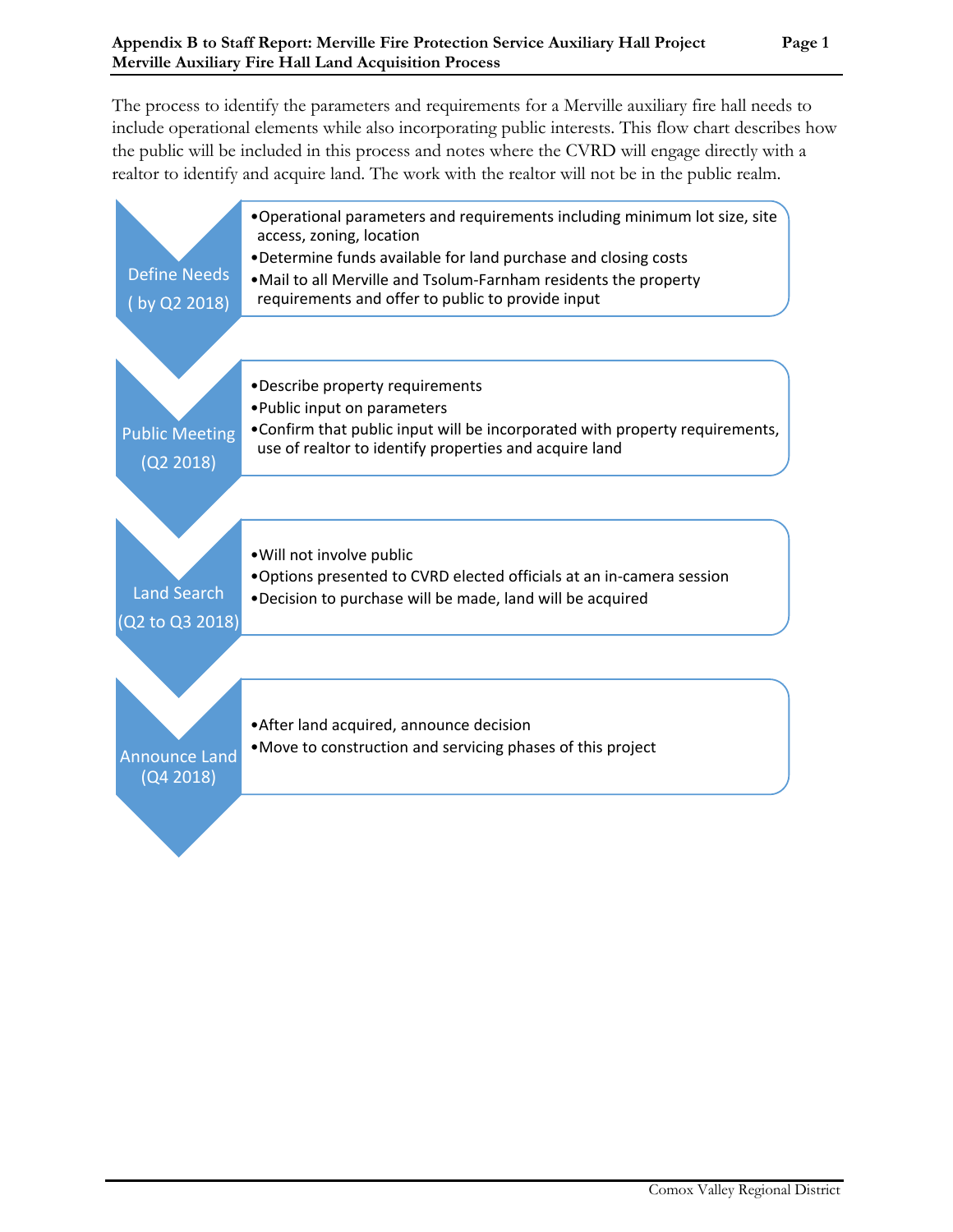**Appendix B to Staff Report: Merville Fire Protection Service Auxiliary Hall Project**
**Merville Auxiliary Fire Hall Land Acquisition Process**

The process to identify the parameters and requirements for a Merville auxiliary fire hall needs to include operational elements while also incorporating public interests. This flow chart describes how the public will be included in this process and notes where the CVRD will engage directly with a realtor to identify and acquire land. The work with the realtor will not be in the public realm.

**Define Needs ( by Q2 2018)**

- Operational parameters and requirements including minimum lot size, site access, zoning, location
- Determine funds available for land purchase and closing costs
- Mail to all Merville and Tsolum-Farnham residents the property requirements and offer to public to provide input

**Public Meeting (Q2 2018)**

- Describe property requirements
- Public input on parameters
- Confirm that public input will be incorporated with property requirements, use of realtor to identify properties and acquire land

**Land Search (Q2 to Q3 2018)**

- Will not involve public
- Options presented to CVRD elected officials at an in-camera session
- Decision to purchase will be made, land will be acquired

**Announce Land (Q4 2018)**

- After land acquired, announce decision
- Move to construction and servicing phases of this project